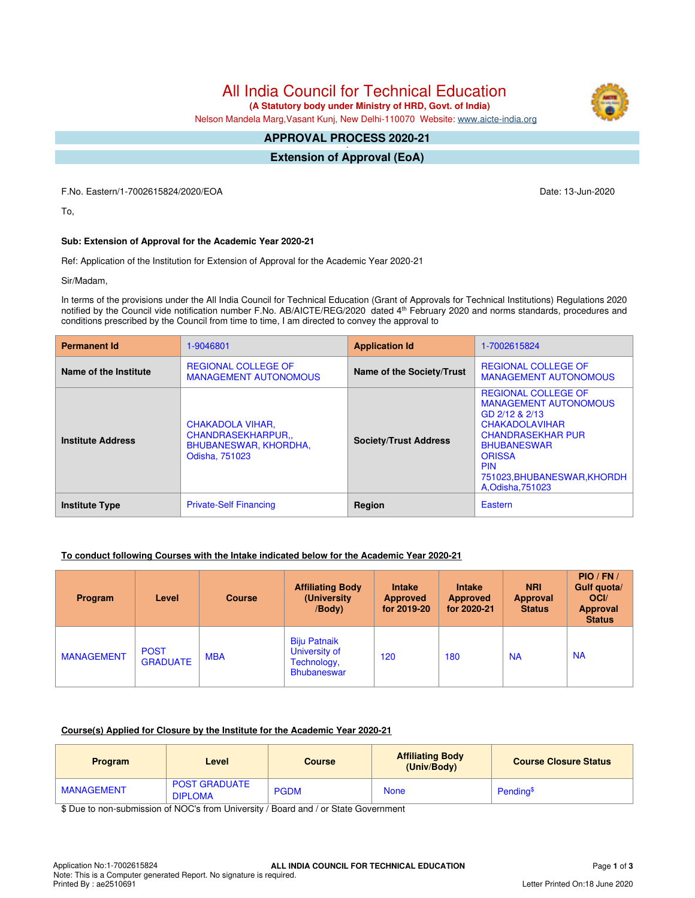# All India Council for Technical Education

**(A Statutory body under Ministry of HRD, Govt. of India)**

Nelson Mandela Marg,Vasant Kunj, New Delhi-110070 Website: www.aicte-india.org

## APPROVAL PROCESS 2020-21

## Extension of Approval (EoA)

F.No. Eastern/1-7002615824/2020/EOA

Date: 13-Jun-2020

To,

**Sub: Extension of Approval for the Academic Year 2020-21**

Ref: Application of the Institution for Extension of Approval for the Academic Year 2020-21

Sir/Madam,

In terms of the provisions under the All India Council for Technical Education (Grant of Approvals for Technical Institutions) Regulations 2020 notified by the Council vide notification number F.No. AB/AICTE/REG/2020 dated 4th February 2020 and norms standards, procedures and conditions prescribed by the Council from time to time, I am directed to convey the approval to

| **Permanent Id** | 1-9046801 | **Application Id** | 1-7002615824 |
|---|---|---|---|
| **Name of the Institute** | REGIONAL COLLEGE OF MANAGEMENT AUTONOMOUS | **Name of the Society/Trust** | REGIONAL COLLEGE OF MANAGEMENT AUTONOMOUS |
| **Institute Address** | CHAKADOLA VIHAR, CHANDRASEKHARPUR,, BHUBANESWAR, KHORDHA, Odisha, 751023 | **Society/Trust Address** | REGIONAL COLLEGE OF MANAGEMENT AUTONOMOUS GD 2/12 & 2/13 CHAKADOLAVIHAR CHANDRASEKHAR PUR BHUBANESWAR ORISSA PIN 751023,BHUBANESWAR,KHORDHA,Odisha,751023 |
| **Institute Type** | Private-Self Financing | **Region** | Eastern |

**To conduct following Courses with the Intake indicated below for the Academic Year 2020-21**

| Program | Level | Course | Affiliating Body (University /Body) | Intake Approved for 2019-20 | Intake Approved for 2020-21 | NRI Approval Status | PIO / FN / Gulf quota/ OCI/ Approval Status |
|---|---|---|---|---|---|---|---|
| MANAGEMENT | POST GRADUATE | MBA | Biju Patnaik University of Technology, Bhubaneswar | 120 | 180 | NA | NA |

**Course(s) Applied for Closure by the Institute for the Academic Year 2020-21**

| Program | Level | Course | Affiliating Body (Univ/Body) | Course Closure Status |
|---|---|---|---|---|
| MANAGEMENT | POST GRADUATE DIPLOMA | PGDM | None | Pending$ |

$ Due to non-submission of NOC's from University / Board and / or State Government

Application No:1-7002615824

Note: This is a Computer generated Report. No signature is required.

Printed By : ae2510691

Letter Printed On:18 June 2020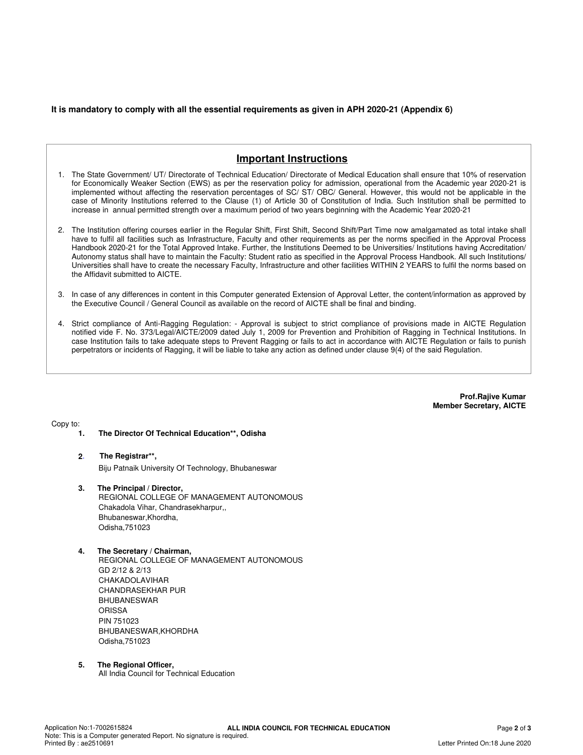**It is mandatory to comply with all the essential requirements as given in APH 2020-21 (Appendix 6)**

## Important Instructions

1. The State Government/ UT/ Directorate of Technical Education/ Directorate of Medical Education shall ensure that 10% of reservation for Economically Weaker Section (EWS) as per the reservation policy for admission, operational from the Academic year 2020-21 is implemented without affecting the reservation percentages of SC/ ST/ OBC/ General. However, this would not be applicable in the case of Minority Institutions referred to the Clause (1) of Article 30 of Constitution of India. Such Institution shall be permitted to increase in annual permitted strength over a maximum period of two years beginning with the Academic Year 2020-21

2. The Institution offering courses earlier in the Regular Shift, First Shift, Second Shift/Part Time now amalgamated as total intake shall have to fulfil all facilities such as Infrastructure, Faculty and other requirements as per the norms specified in the Approval Process Handbook 2020-21 for the Total Approved Intake. Further, the Institutions Deemed to be Universities/ Institutions having Accreditation/ Autonomy status shall have to maintain the Faculty: Student ratio as specified in the Approval Process Handbook. All such Institutions/ Universities shall have to create the necessary Faculty, Infrastructure and other facilities WITHIN 2 YEARS to fulfil the norms based on the Affidavit submitted to AICTE.

3. In case of any differences in content in this Computer generated Extension of Approval Letter, the content/information as approved by the Executive Council / General Council as available on the record of AICTE shall be final and binding.

4. Strict compliance of Anti-Ragging Regulation: - Approval is subject to strict compliance of provisions made in AICTE Regulation notified vide F. No. 373/Legal/AICTE/2009 dated July 1, 2009 for Prevention and Prohibition of Ragging in Technical Institutions. In case Institution fails to take adequate steps to Prevent Ragging or fails to act in accordance with AICTE Regulation or fails to punish perpetrators or incidents of Ragging, it will be liable to take any action as defined under clause 9(4) of the said Regulation.

**Prof.Rajive Kumar**
**Member Secretary, AICTE**

Copy to:

1. **The Director Of Technical Education**, Odisha**

2. **The Registrar**,**
   Biju Patnaik University Of Technology, Bhubaneswar

3. **The Principal / Director,**
   REGIONAL COLLEGE OF MANAGEMENT AUTONOMOUS
   Chakadola Vihar, Chandrasekharpur,,
   Bhubaneswar,Khordha,
   Odisha,751023

4. **The Secretary / Chairman,**
   REGIONAL COLLEGE OF MANAGEMENT AUTONOMOUS
   GD 2/12 & 2/13
   CHAKADOLAVIHAR
   CHANDRASEKHAR PUR
   BHUBANESWAR
   ORISSA
   PIN 751023
   BHUBANESWAR,KHORDHA
   Odisha,751023

5. **The Regional Officer,**
   All India Council for Technical Education

Application No:1-7002615824
Note: This is a Computer generated Report. No signature is required.
Printed By : ae2510691
Letter Printed On:18 June 2020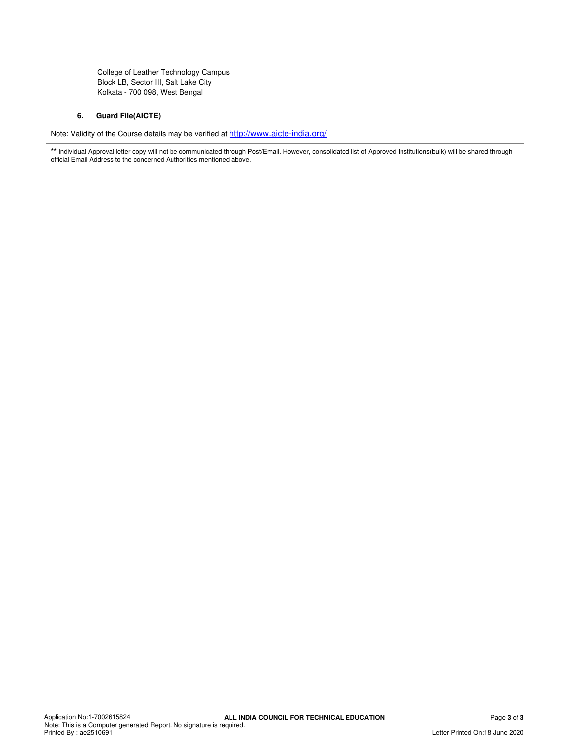College of Leather Technology Campus
Block LB, Sector III, Salt Lake City
Kolkata - 700 098, West Bengal

6. **Guard File(AICTE)**

Note: Validity of the Course details may be verified at http://www.aicte-india.org/

---

** Individual Approval letter copy will not be communicated through Post/Email. However, consolidated list of Approved Institutions(bulk) will be shared through official Email Address to the concerned Authorities mentioned above.

Application No:1-7002615824
Note: This is a Computer generated Report. No signature is required.
Printed By : ae2510691

**ALL INDIA COUNCIL FOR TECHNICAL EDUCATION**

Letter Printed On:18 June 2020